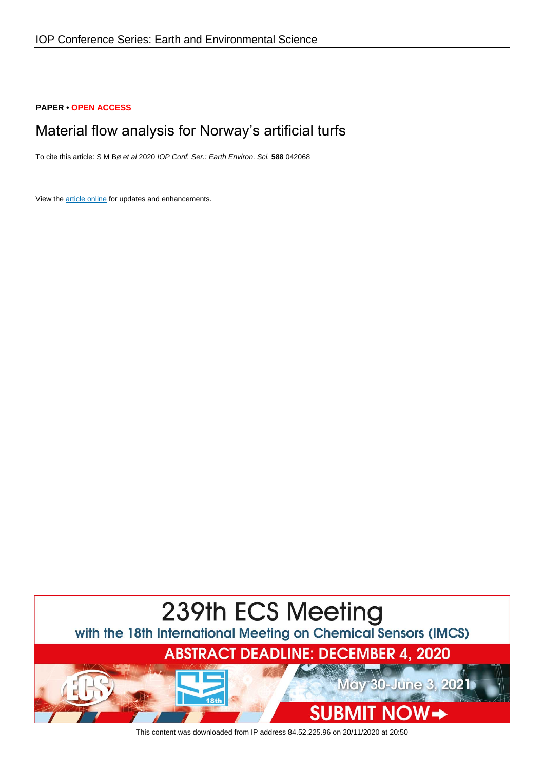IOP Conference Series: Earth and Environmental Science

**PAPER • OPEN ACCESS**

# Material flow analysis for Norway's artificial turfs

To cite this article: S M Bø *et al* 2020 *IOP Conf. Ser.: Earth Environ. Sci.* **588** 042068

View the article online for updates and enhancements.

239th ECS Meeting

with the 18th International Meeting on Chemical Sensors (IMCS)

ABSTRACT DEADLINE: DECEMBER 4, 2020

May 30-June 3, 2021

SUBMIT NOW

This content was downloaded from IP address 84.52.225.96 on 20/11/2020 at 20:50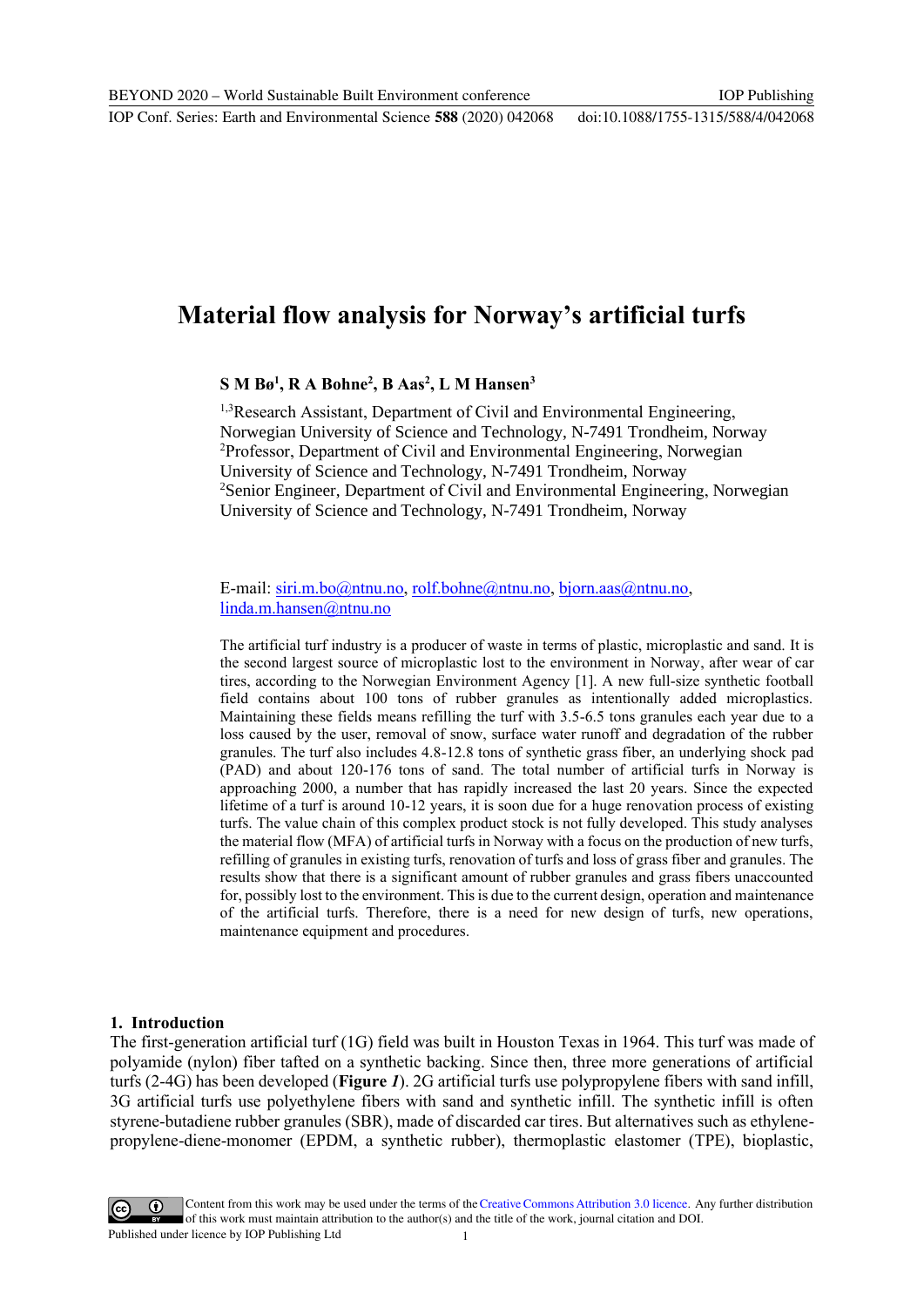# Material flow analysis for Norway's artificial turfs

**S M Bø[1], R A Bohne[2], B Aas[2], L M Hansen[3]**

[1,3]Research Assistant, Department of Civil and Environmental Engineering, Norwegian University of Science and Technology, N-7491 Trondheim, Norway
[2]Professor, Department of Civil and Environmental Engineering, Norwegian University of Science and Technology, N-7491 Trondheim, Norway
[2]Senior Engineer, Department of Civil and Environmental Engineering, Norwegian University of Science and Technology, N-7491 Trondheim, Norway

E-mail: siri.m.bo@ntnu.no, rolf.bohne@ntnu.no, bjorn.aas@ntnu.no, linda.m.hansen@ntnu.no

The artificial turf industry is a producer of waste in terms of plastic, microplastic and sand. It is the second largest source of microplastic lost to the environment in Norway, after wear of car tires, according to the Norwegian Environment Agency [1]. A new full-size synthetic football field contains about 100 tons of rubber granules as intentionally added microplastics. Maintaining these fields means refilling the turf with 3.5-6.5 tons granules each year due to a loss caused by the user, removal of snow, surface water runoff and degradation of the rubber granules. The turf also includes 4.8-12.8 tons of synthetic grass fiber, an underlying shock pad (PAD) and about 120-176 tons of sand. The total number of artificial turfs in Norway is approaching 2000, a number that has rapidly increased the last 20 years. Since the expected lifetime of a turf is around 10-12 years, it is soon due for a huge renovation process of existing turfs. The value chain of this complex product stock is not fully developed. This study analyses the material flow (MFA) of artificial turfs in Norway with a focus on the production of new turfs, refilling of granules in existing turfs, renovation of turfs and loss of grass fiber and granules. The results show that there is a significant amount of rubber granules and grass fibers unaccounted for, possibly lost to the environment. This is due to the current design, operation and maintenance of the artificial turfs. Therefore, there is a need for new design of turfs, new operations, maintenance equipment and procedures.

## 1. Introduction

The first-generation artificial turf (1G) field was built in Houston Texas in 1964. This turf was made of polyamide (nylon) fiber tafted on a synthetic backing. Since then, three more generations of artificial turfs (2-4G) has been developed (**Figure *1***). 2G artificial turfs use polypropylene fibers with sand infill, 3G artificial turfs use polyethylene fibers with sand and synthetic infill. The synthetic infill is often styrene-butadiene rubber granules (SBR), made of discarded car tires. But alternatives such as ethylene-propylene-diene-monomer (EPDM, a synthetic rubber), thermoplastic elastomer (TPE), bioplastic,

Content from this work may be used under the terms of the Creative Commons Attribution 3.0 licence. Any further distribution of this work must maintain attribution to the author(s) and the title of the work, journal citation and DOI.
Published under licence by IOP Publishing Ltd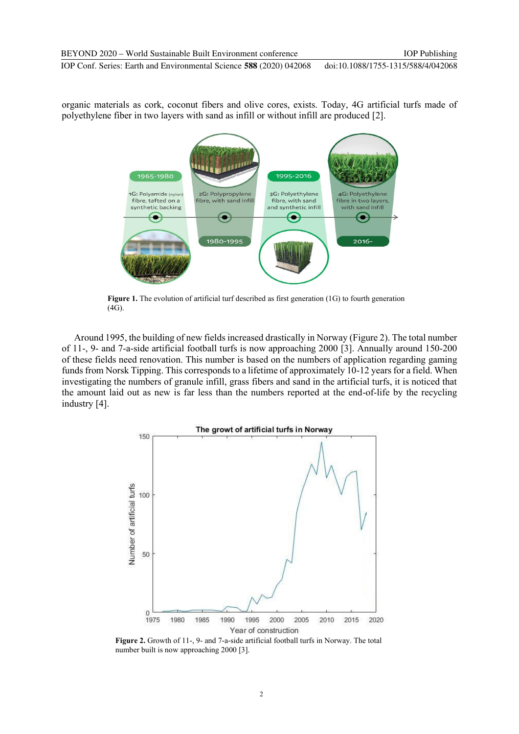organic materials as cork, coconut fibers and olive cores, exists. Today, 4G artificial turfs made of polyethylene fiber in two layers with sand as infill or without infill are produced [2].

**Figure 1.** The evolution of artificial turf described as first generation (1G) to fourth generation (4G).

Around 1995, the building of new fields increased drastically in Norway (Figure 2). The total number of 11-, 9- and 7-a-side artificial football turfs is now approaching 2000 [3]. Annually around 150-200 of these fields need renovation. This number is based on the numbers of application regarding gaming funds from Norsk Tipping. This corresponds to a lifetime of approximately 10-12 years for a field. When investigating the numbers of granule infill, grass fibers and sand in the artificial turfs, it is noticed that the amount laid out as new is far less than the numbers reported at the end-of-life by the recycling industry [4].

**Figure 2.** Growth of 11-, 9- and 7-a-side artificial football turfs in Norway. The total number built is now approaching 2000 [3].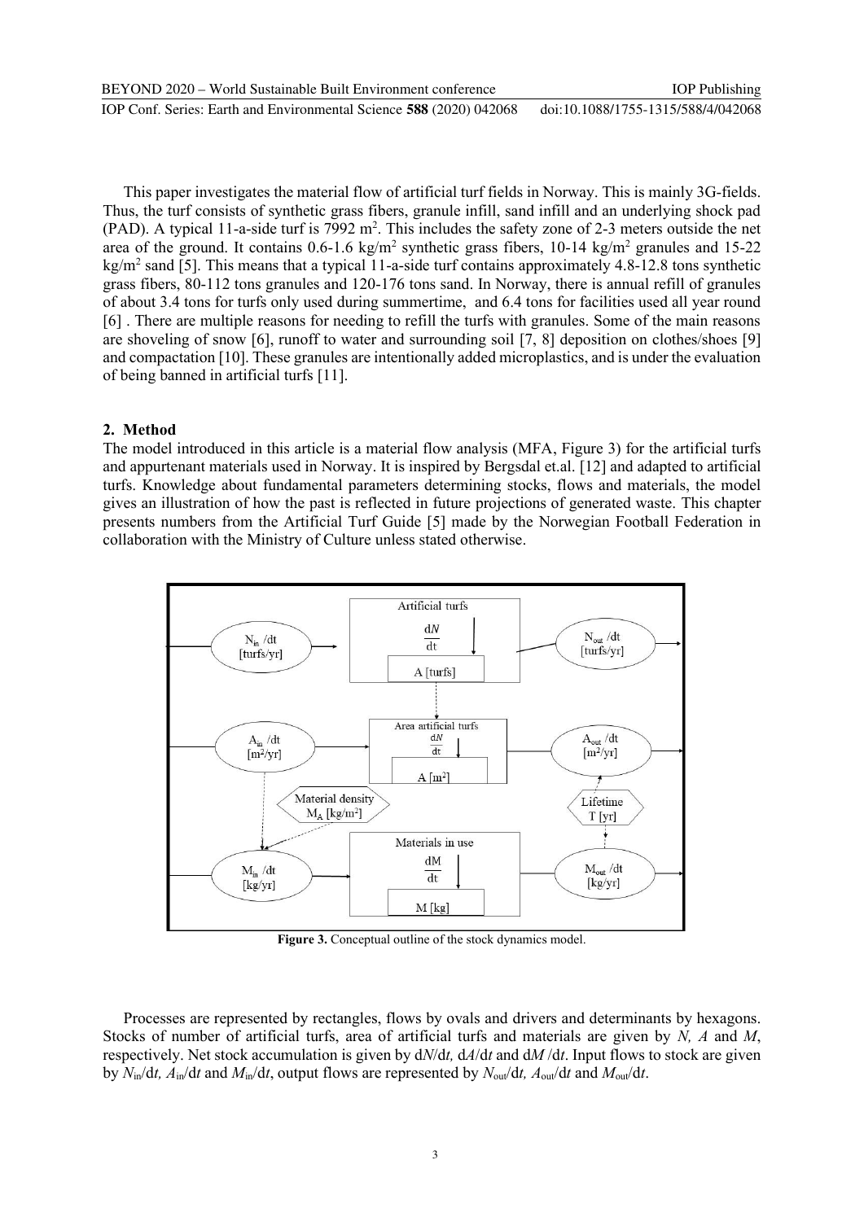This paper investigates the material flow of artificial turf fields in Norway. This is mainly 3G-fields. Thus, the turf consists of synthetic grass fibers, granule infill, sand infill and an underlying shock pad (PAD). A typical 11-a-side turf is 7992 $m^2$. This includes the safety zone of 2-3 meters outside the net area of the ground. It contains 0.6-1.6 $kg/m^2$ synthetic grass fibers, 10-14 $kg/m^2$ granules and 15-22 $kg/m^2$ sand [5]. This means that a typical 11-a-side turf contains approximately 4.8-12.8 tons synthetic grass fibers, 80-112 tons granules and 120-176 tons sand. In Norway, there is annual refill of granules of about 3.4 tons for turfs only used during summertime, and 6.4 tons for facilities used all year round [6] . There are multiple reasons for needing to refill the turfs with granules. Some of the main reasons are shoveling of snow [6], runoff to water and surrounding soil [7, 8] deposition on clothes/shoes [9] and compactation [10]. These granules are intentionally added microplastics, and is under the evaluation of being banned in artificial turfs [11].

## 2. Method

The model introduced in this article is a material flow analysis (MFA, Figure 3) for the artificial turfs and appurtenant materials used in Norway. It is inspired by Bergsdal et.al. [12] and adapted to artificial turfs. Knowledge about fundamental parameters determining stocks, flows and materials, the model gives an illustration of how the past is reflected in future projections of generated waste. This chapter presents numbers from the Artificial Turf Guide [5] made by the Norwegian Football Federation in collaboration with the Ministry of Culture unless stated otherwise.

**Figure 3.** Conceptual outline of the stock dynamics model.

Processes are represented by rectangles, flows by ovals and drivers and determinants by hexagons. Stocks of number of artificial turfs, area of artificial turfs and materials are given by $N$, $A$ and $M$, respectively. Net stock accumulation is given by $dN/dt$, $dA/dt$ and $dM/dt$. Input flows to stock are given by $N_{in}/dt$, $A_{in}/dt$ and $M_{in}/dt$, output flows are represented by $N_{out}/dt$, $A_{out}/dt$ and $M_{out}/dt$.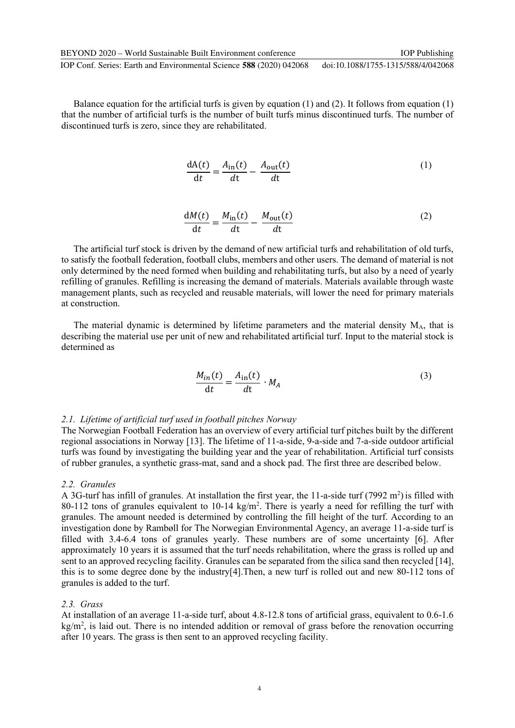Balance equation for the artificial turfs is given by equation (1) and (2). It follows from equation (1) that the number of artificial turfs is the number of built turfs minus discontinued turfs. The number of discontinued turfs is zero, since they are rehabilitated.

$$\frac{\mathrm{dA}(t)}{\mathrm{d}t} = \frac{A_{\mathrm{in}}(t)}{d\mathrm{t}} - \frac{A_{\mathrm{out}}(t)}{d\mathrm{t}} \tag{1}$$

$$\frac{\mathrm{d}M(t)}{\mathrm{d}t} = \frac{M_{\mathrm{in}}(t)}{d\mathrm{t}} - \frac{M_{\mathrm{out}}(t)}{d\mathrm{t}} \tag{2}$$

The artificial turf stock is driven by the demand of new artificial turfs and rehabilitation of old turfs, to satisfy the football federation, football clubs, members and other users. The demand of material is not only determined by the need formed when building and rehabilitating turfs, but also by a need of yearly refilling of granules. Refilling is increasing the demand of materials. Materials available through waste management plants, such as recycled and reusable materials, will lower the need for primary materials at construction.

The material dynamic is determined by lifetime parameters and the material density $M_A$, that is describing the material use per unit of new and rehabilitated artificial turf. Input to the material stock is determined as

$$\frac{M_{in}(t)}{\mathrm{d}t} = \frac{A_{\mathrm{in}}(t)}{d\mathrm{t}} \cdot M_A \tag{3}$$

### *2.1. Lifetime of artificial turf used in football pitches Norway*

The Norwegian Football Federation has an overview of every artificial turf pitches built by the different regional associations in Norway [13]. The lifetime of 11-a-side, 9-a-side and 7-a-side outdoor artificial turfs was found by investigating the building year and the year of rehabilitation. Artificial turf consists of rubber granules, a synthetic grass-mat, sand and a shock pad. The first three are described below.

### *2.2. Granules*

A 3G-turf has infill of granules. At installation the first year, the 11-a-side turf (7992 $m^2$) is filled with 80-112 tons of granules equivalent to 10-14 $kg/m^2$. There is yearly a need for refilling the turf with granules. The amount needed is determined by controlling the fill height of the turf. According to an investigation done by Rambøll for The Norwegian Environmental Agency, an average 11-a-side turf is filled with 3.4-6.4 tons of granules yearly. These numbers are of some uncertainty [6]. After approximately 10 years it is assumed that the turf needs rehabilitation, where the grass is rolled up and sent to an approved recycling facility. Granules can be separated from the silica sand then recycled [14], this is to some degree done by the industry[4].Then, a new turf is rolled out and new 80-112 tons of granules is added to the turf.

### *2.3. Grass*

At installation of an average 11-a-side turf, about 4.8-12.8 tons of artificial grass, equivalent to 0.6-1.6 $kg/m^2$, is laid out. There is no intended addition or removal of grass before the renovation occurring after 10 years. The grass is then sent to an approved recycling facility.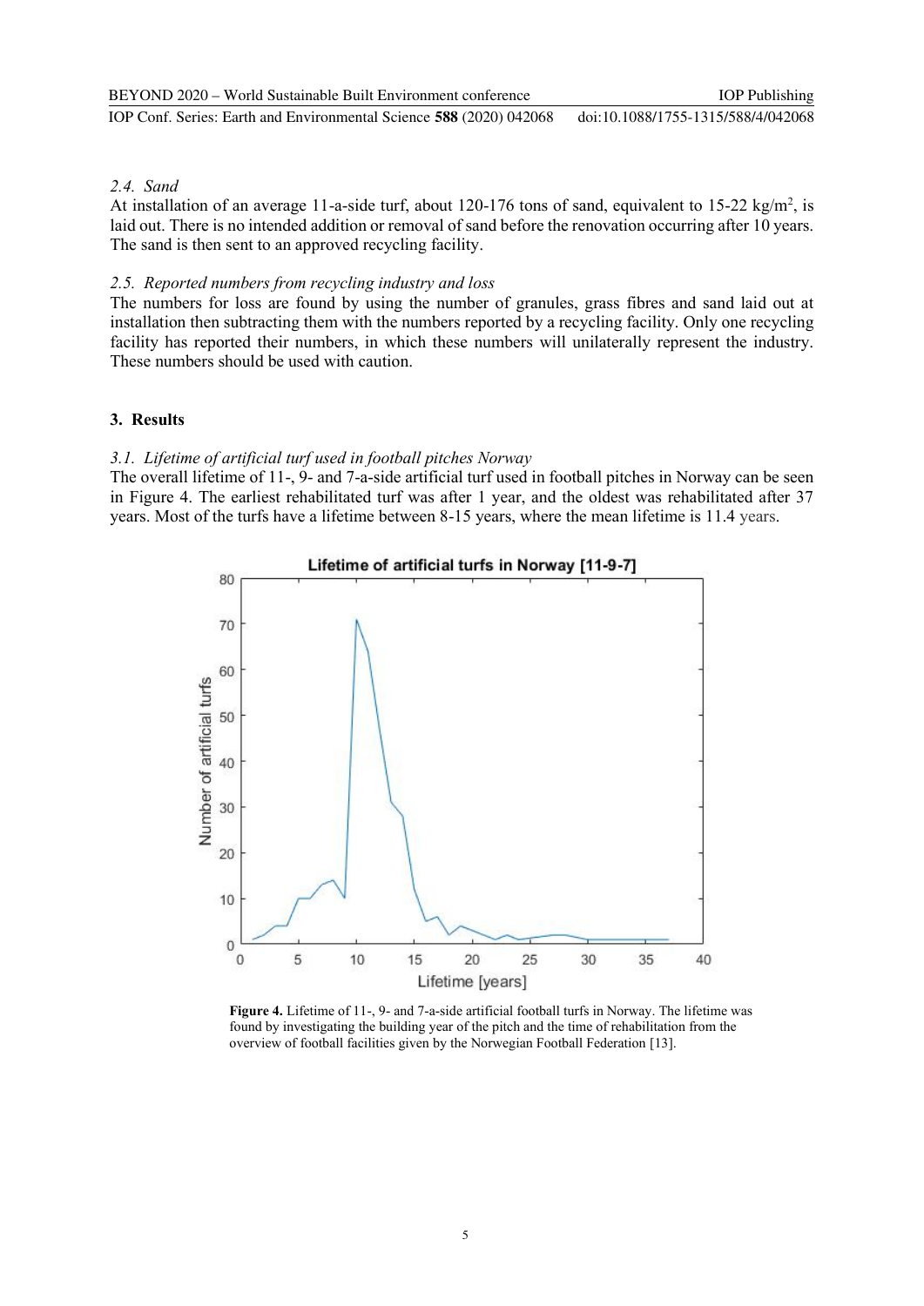### 2.4. Sand

At installation of an average 11-a-side turf, about 120-176 tons of sand, equivalent to 15-22 kg/m$^2$, is laid out. There is no intended addition or removal of sand before the renovation occurring after 10 years. The sand is then sent to an approved recycling facility.

### 2.5. Reported numbers from recycling industry and loss

The numbers for loss are found by using the number of granules, grass fibres and sand laid out at installation then subtracting them with the numbers reported by a recycling facility. Only one recycling facility has reported their numbers, in which these numbers will unilaterally represent the industry. These numbers should be used with caution.

## 3. Results

### 3.1. Lifetime of artificial turf used in football pitches Norway

The overall lifetime of 11-, 9- and 7-a-side artificial turf used in football pitches in Norway can be seen in Figure 4. The earliest rehabilitated turf was after 1 year, and the oldest was rehabilitated after 37 years. Most of the turfs have a lifetime between 8-15 years, where the mean lifetime is 11.4 years.

**Figure 4.** Lifetime of 11-, 9- and 7-a-side artificial football turfs in Norway. The lifetime was found by investigating the building year of the pitch and the time of rehabilitation from the overview of football facilities given by the Norwegian Football Federation [13].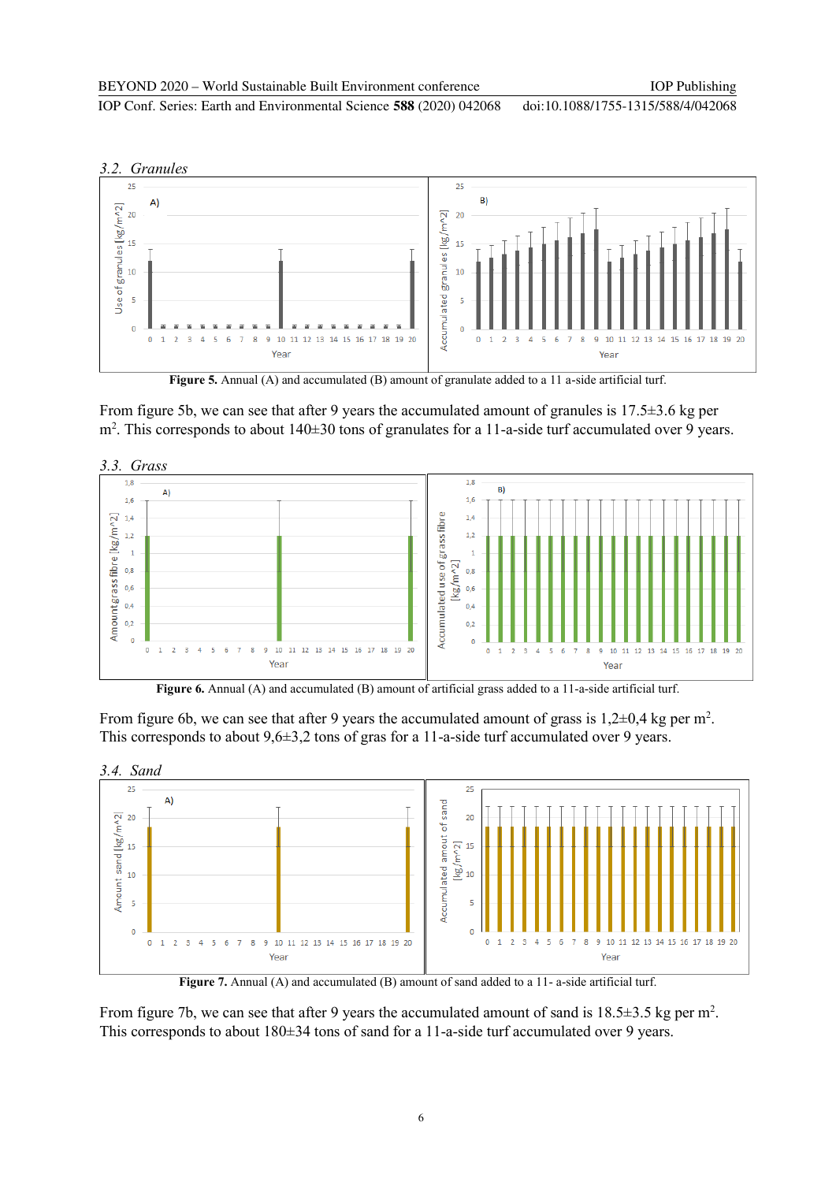### 3.2. Granules

**Figure 5.** Annual (A) and accumulated (B) amount of granulate added to a 11 a-side artificial turf.

From figure 5b, we can see that after 9 years the accumulated amount of granules is 17.5±3.6 kg per $m^2$. This corresponds to about 140±30 tons of granulates for a 11-a-side turf accumulated over 9 years.

### 3.3. Grass

**Figure 6.** Annual (A) and accumulated (B) amount of artificial grass added to a 11-a-side artificial turf.

From figure 6b, we can see that after 9 years the accumulated amount of grass is 1,2±0,4 kg per $m^2$. This corresponds to about 9,6±3,2 tons of gras for a 11-a-side turf accumulated over 9 years.

### 3.4. Sand

**Figure 7.** Annual (A) and accumulated (B) amount of sand added to a 11- a-side artificial turf.

From figure 7b, we can see that after 9 years the accumulated amount of sand is 18.5±3.5 kg per $m^2$. This corresponds to about 180±34 tons of sand for a 11-a-side turf accumulated over 9 years.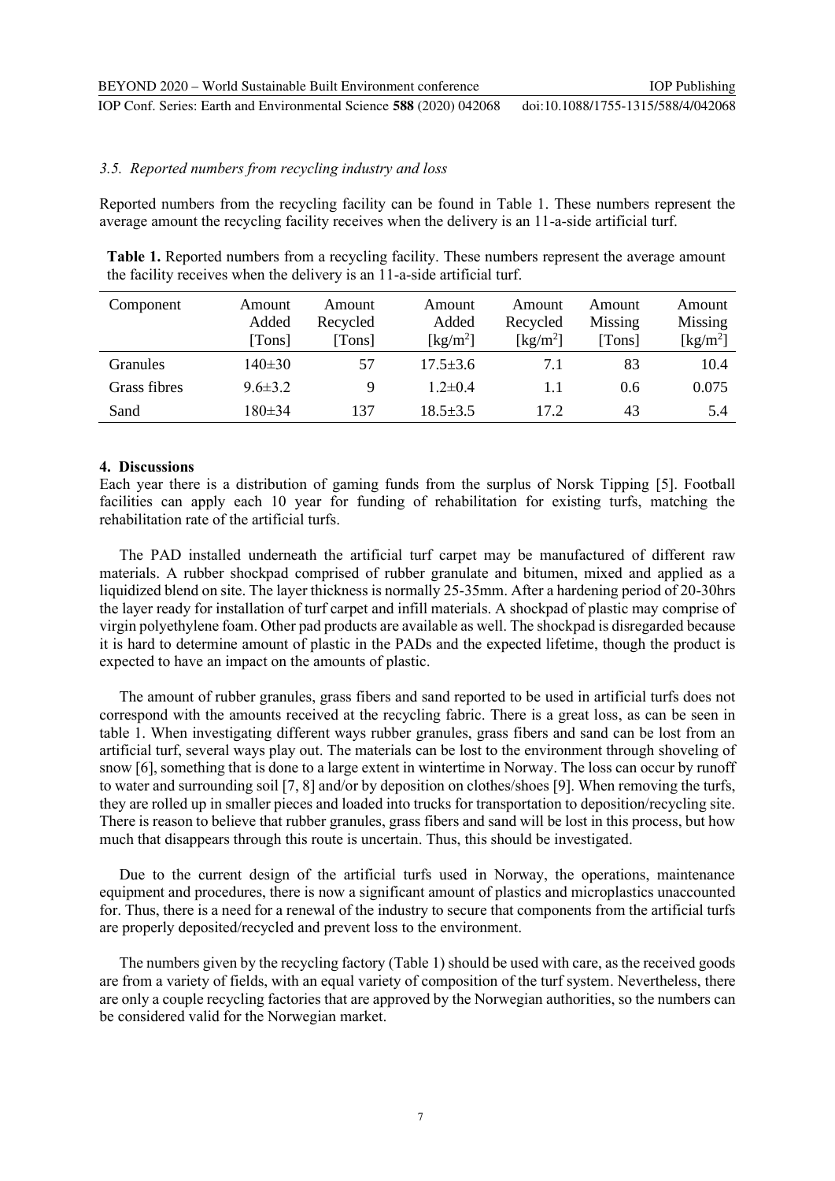### 3.5. *Reported numbers from recycling industry and loss*

Reported numbers from the recycling facility can be found in Table 1. These numbers represent the average amount the recycling facility receives when the delivery is an 11-a-side artificial turf.

**Table 1.** Reported numbers from a recycling facility. These numbers represent the average amount the facility receives when the delivery is an 11-a-side artificial turf.

| Component | Amount Added [Tons] | Amount Recycled [Tons] | Amount Added [kg/m$^2$] | Amount Recycled [kg/m$^2$] | Amount Missing [Tons] | Amount Missing [kg/m$^2$] |
|---|---|---|---|---|---|---|
| Granules | 140±30 | 57 | 17.5±3.6 | 7.1 | 83 | 10.4 |
| Grass fibres | 9.6±3.2 | 9 | 1.2±0.4 | 1.1 | 0.6 | 0.075 |
| Sand | 180±34 | 137 | 18.5±3.5 | 17.2 | 43 | 5.4 |

## 4. Discussions

Each year there is a distribution of gaming funds from the surplus of Norsk Tipping [5]. Football facilities can apply each 10 year for funding of rehabilitation for existing turfs, matching the rehabilitation rate of the artificial turfs.

The PAD installed underneath the artificial turf carpet may be manufactured of different raw materials. A rubber shockpad comprised of rubber granulate and bitumen, mixed and applied as a liquidized blend on site. The layer thickness is normally 25-35mm. After a hardening period of 20-30hrs the layer ready for installation of turf carpet and infill materials. A shockpad of plastic may comprise of virgin polyethylene foam. Other pad products are available as well. The shockpad is disregarded because it is hard to determine amount of plastic in the PADs and the expected lifetime, though the product is expected to have an impact on the amounts of plastic.

The amount of rubber granules, grass fibers and sand reported to be used in artificial turfs does not correspond with the amounts received at the recycling fabric. There is a great loss, as can be seen in table 1. When investigating different ways rubber granules, grass fibers and sand can be lost from an artificial turf, several ways play out. The materials can be lost to the environment through shoveling of snow [6], something that is done to a large extent in wintertime in Norway. The loss can occur by runoff to water and surrounding soil [7, 8] and/or by deposition on clothes/shoes [9]. When removing the turfs, they are rolled up in smaller pieces and loaded into trucks for transportation to deposition/recycling site. There is reason to believe that rubber granules, grass fibers and sand will be lost in this process, but how much that disappears through this route is uncertain. Thus, this should be investigated.

Due to the current design of the artificial turfs used in Norway, the operations, maintenance equipment and procedures, there is now a significant amount of plastics and microplastics unaccounted for. Thus, there is a need for a renewal of the industry to secure that components from the artificial turfs are properly deposited/recycled and prevent loss to the environment.

The numbers given by the recycling factory (Table 1) should be used with care, as the received goods are from a variety of fields, with an equal variety of composition of the turf system. Nevertheless, there are only a couple recycling factories that are approved by the Norwegian authorities, so the numbers can be considered valid for the Norwegian market.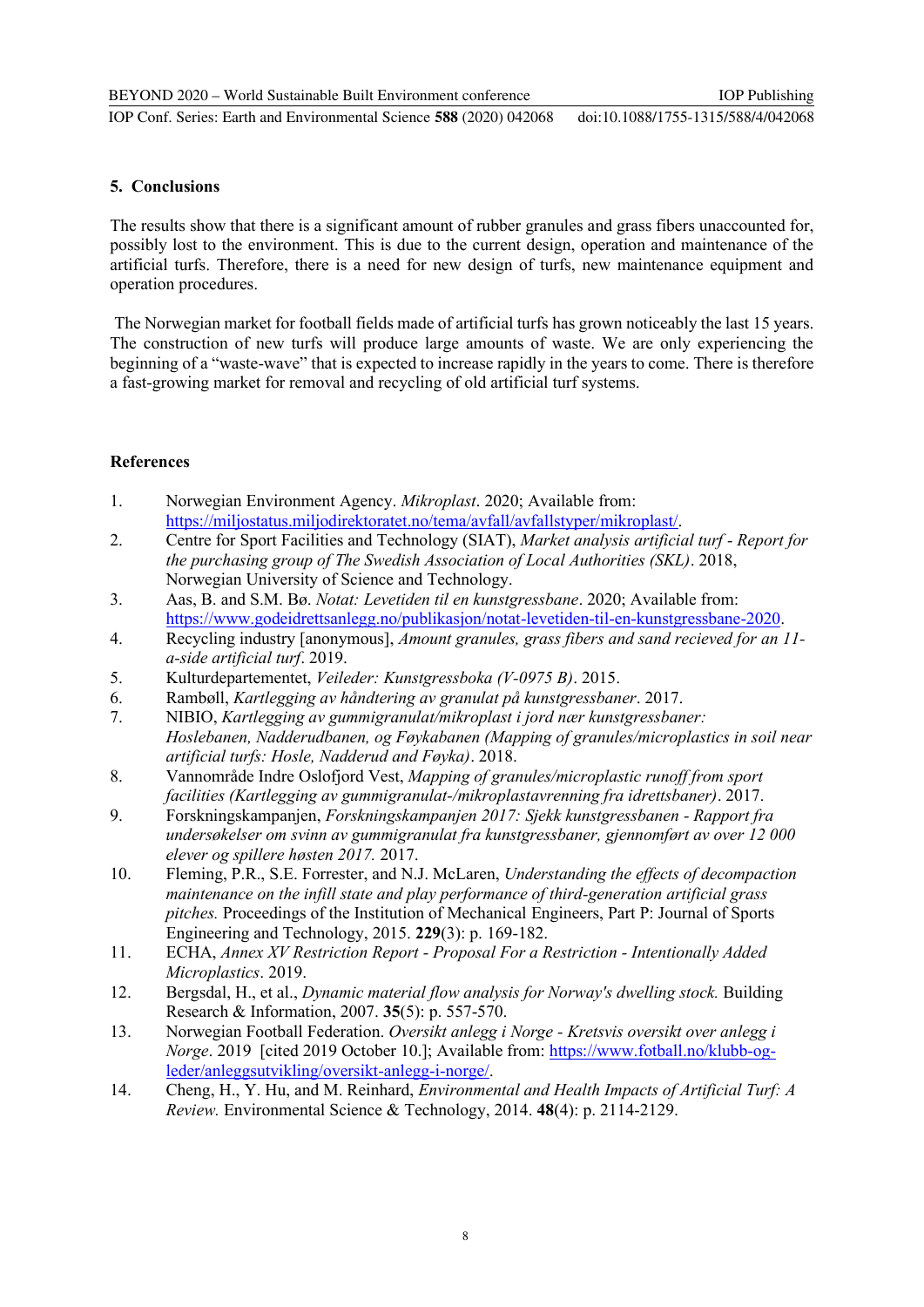## 5. Conclusions

The results show that there is a significant amount of rubber granules and grass fibers unaccounted for, possibly lost to the environment. This is due to the current design, operation and maintenance of the artificial turfs. Therefore, there is a need for new design of turfs, new maintenance equipment and operation procedures.

The Norwegian market for football fields made of artificial turfs has grown noticeably the last 15 years. The construction of new turfs will produce large amounts of waste. We are only experiencing the beginning of a "waste-wave" that is expected to increase rapidly in the years to come. There is therefore a fast-growing market for removal and recycling of old artificial turf systems.

## References

1. Norwegian Environment Agency. *Mikroplast*. 2020; Available from: https://miljostatus.miljodirektoratet.no/tema/avfall/avfallstyper/mikroplast/.
2. Centre for Sport Facilities and Technology (SIAT), *Market analysis artificial turf - Report for the purchasing group of The Swedish Association of Local Authorities (SKL)*. 2018, Norwegian University of Science and Technology.
3. Aas, B. and S.M. Bø. *Notat: Levetiden til en kunstgressbane*. 2020; Available from: https://www.godeidrettsanlegg.no/publikasjon/notat-levetiden-til-en-kunstgressbane-2020.
4. Recycling industry [anonymous], *Amount granules, grass fibers and sand recieved for an 11-a-side artificial turf*. 2019.
5. Kulturdepartementet, *Veileder: Kunstgressboka (V-0975 B)*. 2015.
6. Rambøll, *Kartlegging av håndtering av granulat på kunstgressbaner*. 2017.
7. NIBIO, *Kartlegging av gummigranulat/mikroplast i jord nær kunstgressbaner: Hoslebanen, Nadderudbanen, og Føykabanen (Mapping of granules/microplastics in soil near artificial turfs: Hosle, Nadderud and Føyka)*. 2018.
8. Vannområde Indre Oslofjord Vest, *Mapping of granules/microplastic runoff from sport facilities (Kartlegging av gummigranulat-/mikroplastavrenning fra idrettsbaner)*. 2017.
9. Forskningskampanjen, *Forskningskampanjen 2017: Sjekk kunstgressbanen - Rapport fra undersøkelser om svinn av gummigranulat fra kunstgressbaner, gjennomført av over 12 000 elever og spillere høsten 2017.* 2017.
10. Fleming, P.R., S.E. Forrester, and N.J. McLaren, *Understanding the effects of decompaction maintenance on the infill state and play performance of third-generation artificial grass pitches.* Proceedings of the Institution of Mechanical Engineers, Part P: Journal of Sports Engineering and Technology, 2015. **229**(3): p. 169-182.
11. ECHA, *Annex XV Restriction Report - Proposal For a Restriction - Intentionally Added Microplastics*. 2019.
12. Bergsdal, H., et al., *Dynamic material flow analysis for Norway's dwelling stock.* Building Research & Information, 2007. **35**(5): p. 557-570.
13. Norwegian Football Federation. *Oversikt anlegg i Norge - Kretsvis oversikt over anlegg i Norge*. 2019 [cited 2019 October 10.]; Available from: https://www.fotball.no/klubb-og-leder/anleggsutvikling/oversikt-anlegg-i-norge/.
14. Cheng, H., Y. Hu, and M. Reinhard, *Environmental and Health Impacts of Artificial Turf: A Review.* Environmental Science & Technology, 2014. **48**(4): p. 2114-2129.